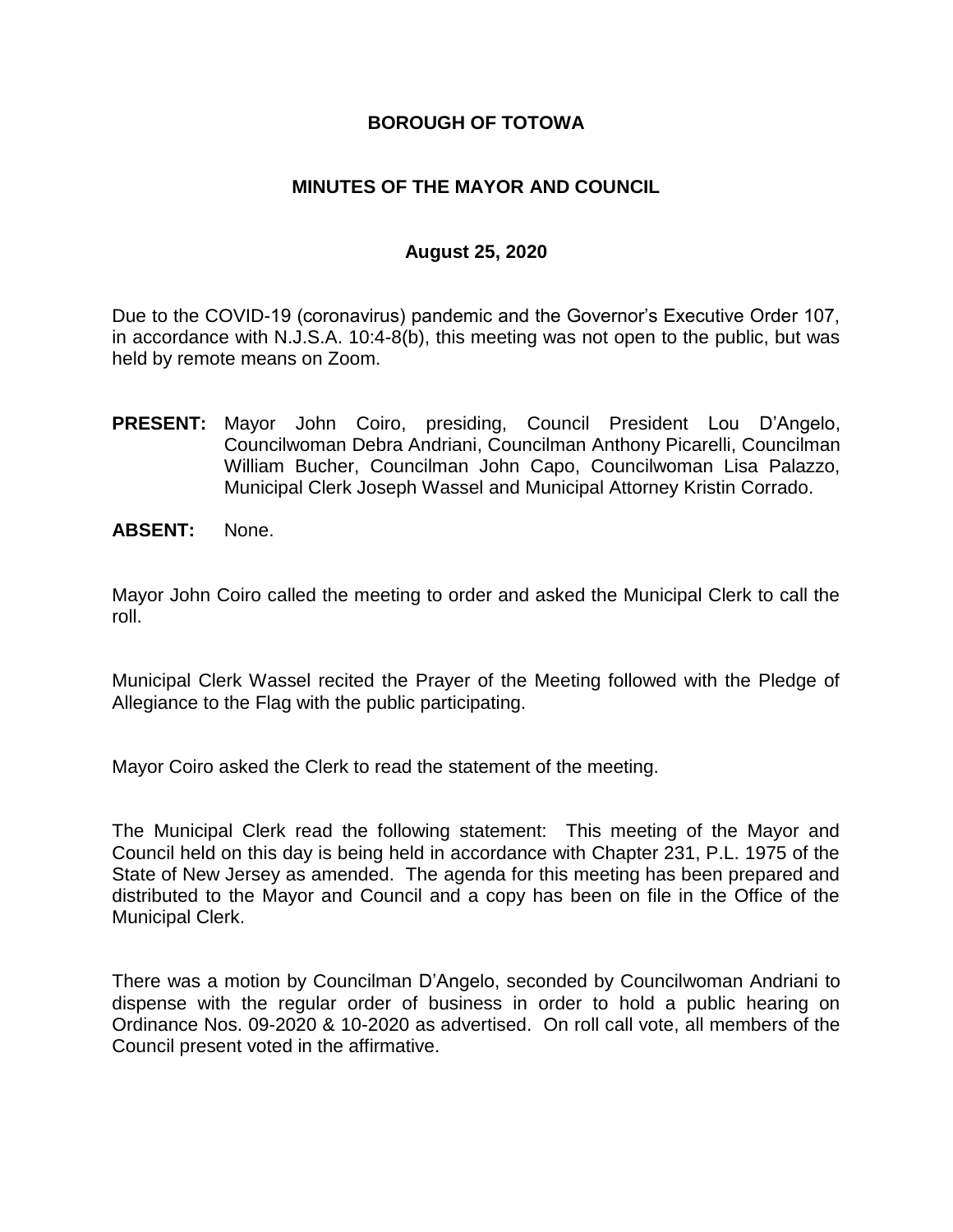# BOROUGH OF TOTOWA

## MINUTES OF THE MAYOR AND COUNCIL

### August 25, 2020

Due to the COVID-19 (coronavirus) pandemic and the Governor's Executive Order 107, in accordance with N.J.S.A. 10:4-8(b), this meeting was not open to the public, but was held by remote means on Zoom.

**PRESENT:** Mayor John Coiro, presiding, Council President Lou D'Angelo, Councilwoman Debra Andriani, Councilman Anthony Picarelli, Councilman William Bucher, Councilman John Capo, Councilwoman Lisa Palazzo, Municipal Clerk Joseph Wassel and Municipal Attorney Kristin Corrado.

**ABSENT:** None.

Mayor John Coiro called the meeting to order and asked the Municipal Clerk to call the roll.

Municipal Clerk Wassel recited the Prayer of the Meeting followed with the Pledge of Allegiance to the Flag with the public participating.

Mayor Coiro asked the Clerk to read the statement of the meeting.

The Municipal Clerk read the following statement: This meeting of the Mayor and Council held on this day is being held in accordance with Chapter 231, P.L. 1975 of the State of New Jersey as amended. The agenda for this meeting has been prepared and distributed to the Mayor and Council and a copy has been on file in the Office of the Municipal Clerk.

There was a motion by Councilman D'Angelo, seconded by Councilwoman Andriani to dispense with the regular order of business in order to hold a public hearing on Ordinance Nos. 09-2020 & 10-2020 as advertised. On roll call vote, all members of the Council present voted in the affirmative.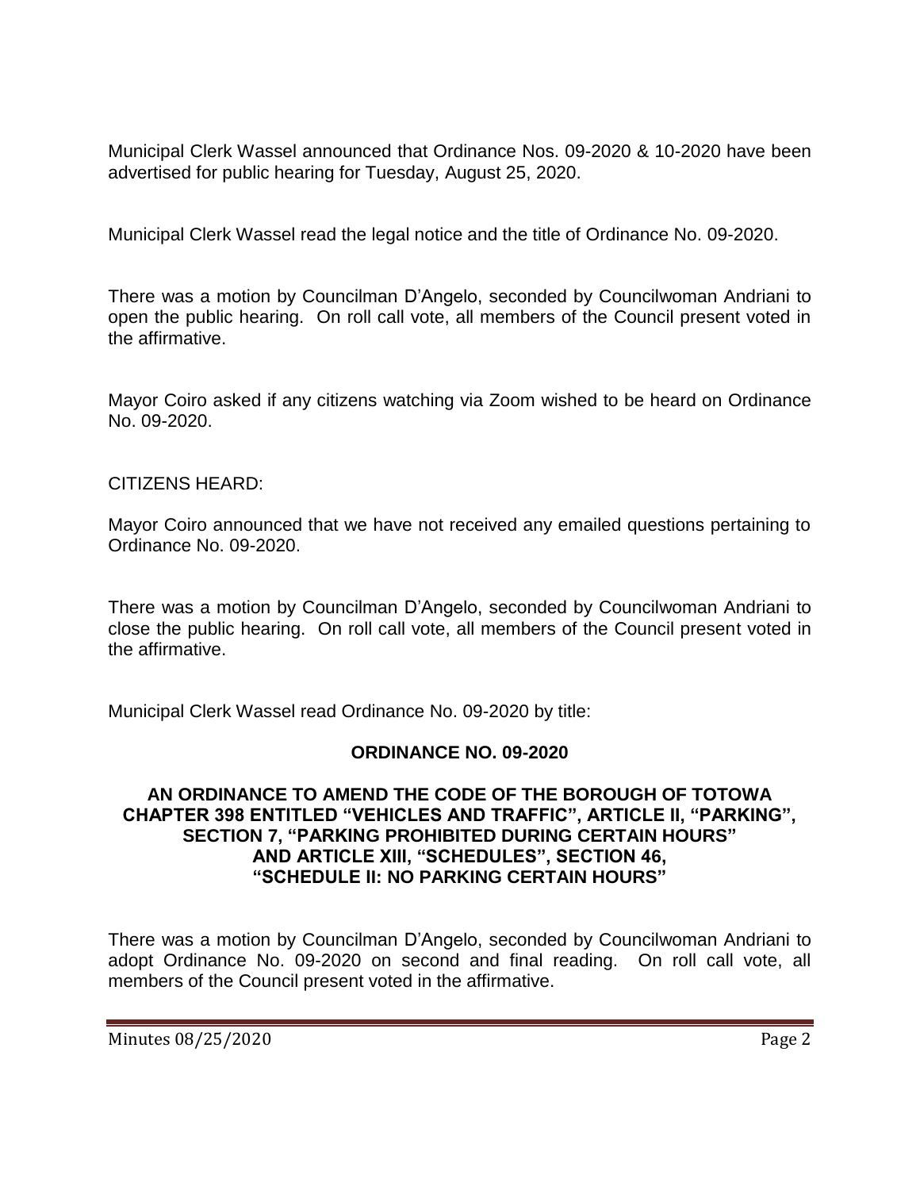Municipal Clerk Wassel announced that Ordinance Nos. 09-2020 & 10-2020 have been advertised for public hearing for Tuesday, August 25, 2020.

Municipal Clerk Wassel read the legal notice and the title of Ordinance No. 09-2020.

There was a motion by Councilman D'Angelo, seconded by Councilwoman Andriani to open the public hearing. On roll call vote, all members of the Council present voted in the affirmative.

Mayor Coiro asked if any citizens watching via Zoom wished to be heard on Ordinance No. 09-2020.

CITIZENS HEARD:

Mayor Coiro announced that we have not received any emailed questions pertaining to Ordinance No. 09-2020.

There was a motion by Councilman D'Angelo, seconded by Councilwoman Andriani to close the public hearing. On roll call vote, all members of the Council present voted in the affirmative.

Municipal Clerk Wassel read Ordinance No. 09-2020 by title:

**ORDINANCE NO. 09-2020**

**AN ORDINANCE TO AMEND THE CODE OF THE BOROUGH OF TOTOWA CHAPTER 398 ENTITLED "VEHICLES AND TRAFFIC", ARTICLE II, "PARKING", SECTION 7, "PARKING PROHIBITED DURING CERTAIN HOURS" AND ARTICLE XIII, "SCHEDULES", SECTION 46, "SCHEDULE II: NO PARKING CERTAIN HOURS"**

There was a motion by Councilman D'Angelo, seconded by Councilwoman Andriani to adopt Ordinance No. 09-2020 on second and final reading. On roll call vote, all members of the Council present voted in the affirmative.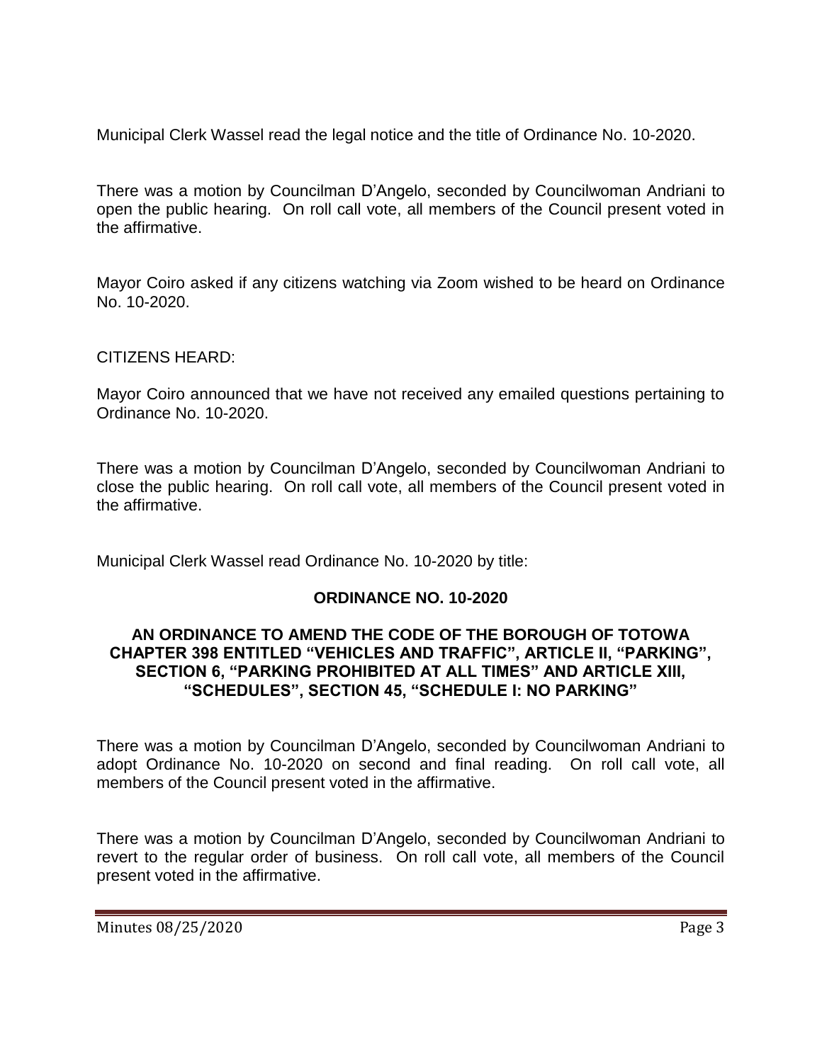Municipal Clerk Wassel read the legal notice and the title of Ordinance No. 10-2020.

There was a motion by Councilman D'Angelo, seconded by Councilwoman Andriani to open the public hearing. On roll call vote, all members of the Council present voted in the affirmative.

Mayor Coiro asked if any citizens watching via Zoom wished to be heard on Ordinance No. 10-2020.

CITIZENS HEARD:

Mayor Coiro announced that we have not received any emailed questions pertaining to Ordinance No. 10-2020.

There was a motion by Councilman D'Angelo, seconded by Councilwoman Andriani to close the public hearing. On roll call vote, all members of the Council present voted in the affirmative.

Municipal Clerk Wassel read Ordinance No. 10-2020 by title:

**ORDINANCE NO. 10-2020**

**AN ORDINANCE TO AMEND THE CODE OF THE BOROUGH OF TOTOWA CHAPTER 398 ENTITLED "VEHICLES AND TRAFFIC", ARTICLE II, "PARKING", SECTION 6, "PARKING PROHIBITED AT ALL TIMES" AND ARTICLE XIII, "SCHEDULES", SECTION 45, "SCHEDULE I: NO PARKING"**

There was a motion by Councilman D'Angelo, seconded by Councilwoman Andriani to adopt Ordinance No. 10-2020 on second and final reading. On roll call vote, all members of the Council present voted in the affirmative.

There was a motion by Councilman D'Angelo, seconded by Councilwoman Andriani to revert to the regular order of business. On roll call vote, all members of the Council present voted in the affirmative.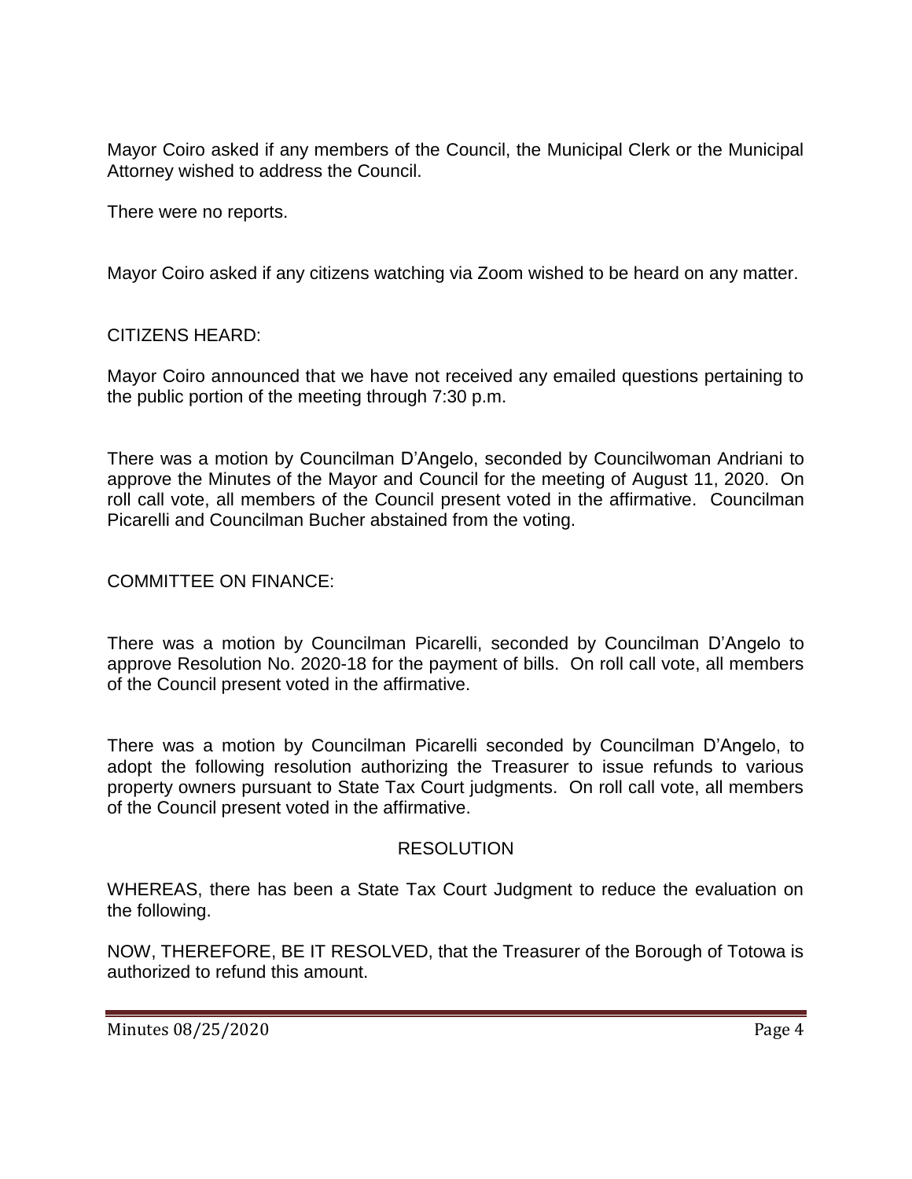Mayor Coiro asked if any members of the Council, the Municipal Clerk or the Municipal Attorney wished to address the Council.

There were no reports.

Mayor Coiro asked if any citizens watching via Zoom wished to be heard on any matter.

CITIZENS HEARD:

Mayor Coiro announced that we have not received any emailed questions pertaining to the public portion of the meeting through 7:30 p.m.

There was a motion by Councilman D'Angelo, seconded by Councilwoman Andriani to approve the Minutes of the Mayor and Council for the meeting of August 11, 2020. On roll call vote, all members of the Council present voted in the affirmative. Councilman Picarelli and Councilman Bucher abstained from the voting.

COMMITTEE ON FINANCE:

There was a motion by Councilman Picarelli, seconded by Councilman D'Angelo to approve Resolution No. 2020-18 for the payment of bills. On roll call vote, all members of the Council present voted in the affirmative.

There was a motion by Councilman Picarelli seconded by Councilman D'Angelo, to adopt the following resolution authorizing the Treasurer to issue refunds to various property owners pursuant to State Tax Court judgments. On roll call vote, all members of the Council present voted in the affirmative.

RESOLUTION

WHEREAS, there has been a State Tax Court Judgment to reduce the evaluation on the following.

NOW, THEREFORE, BE IT RESOLVED, that the Treasurer of the Borough of Totowa is authorized to refund this amount.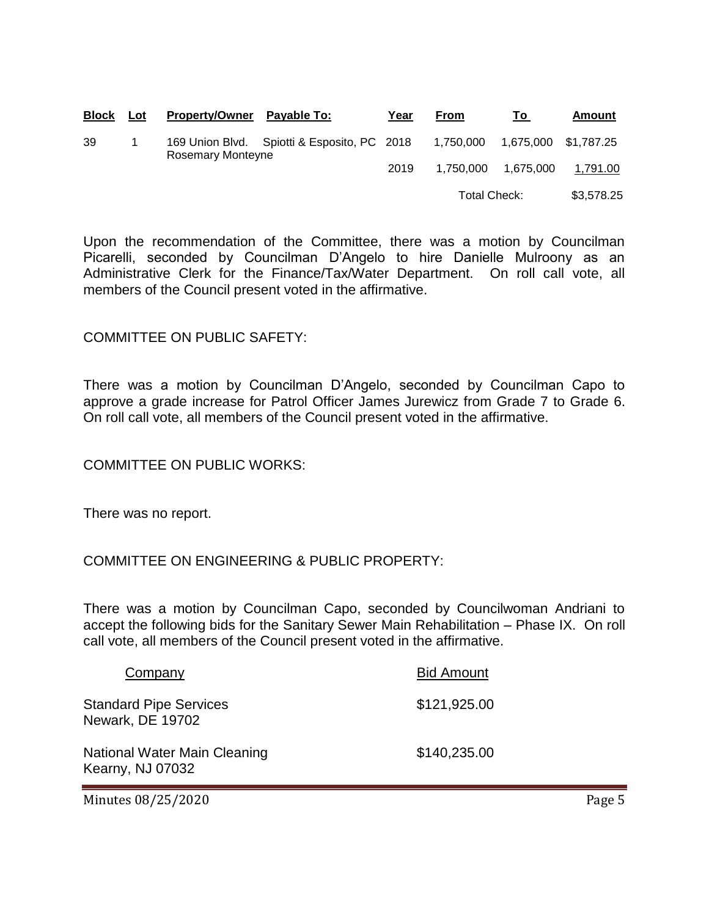| Block | Lot | Property/Owner | Payable To: | Year | From | To | Amount |
|---|---|---|---|---|---|---|---|
| 39 | 1 | 169 Union Blvd. Rosemary Monteyne | Spiotti & Esposito, PC | 2018 | 1,750,000 | 1,675,000 | $1,787.25 |
| | | | | 2019 | 1,750,000 | 1,675,000 | 1,791.00 |
| | | | | | Total Check: | | $3,578.25 |

Upon the recommendation of the Committee, there was a motion by Councilman Picarelli, seconded by Councilman D'Angelo to hire Danielle Mulroony as an Administrative Clerk for the Finance/Tax/Water Department. On roll call vote, all members of the Council present voted in the affirmative.

COMMITTEE ON PUBLIC SAFETY:

There was a motion by Councilman D'Angelo, seconded by Councilman Capo to approve a grade increase for Patrol Officer James Jurewicz from Grade 7 to Grade 6. On roll call vote, all members of the Council present voted in the affirmative.

COMMITTEE ON PUBLIC WORKS:

There was no report.

COMMITTEE ON ENGINEERING & PUBLIC PROPERTY:

There was a motion by Councilman Capo, seconded by Councilwoman Andriani to accept the following bids for the Sanitary Sewer Main Rehabilitation – Phase IX. On roll call vote, all members of the Council present voted in the affirmative.

| Company | Bid Amount |
|---|---|
| Standard Pipe Services<br>Newark, DE 19702 | $121,925.00 |
| National Water Main Cleaning<br>Kearny, NJ 07032 | $140,235.00 |

Minutes 08/25/2020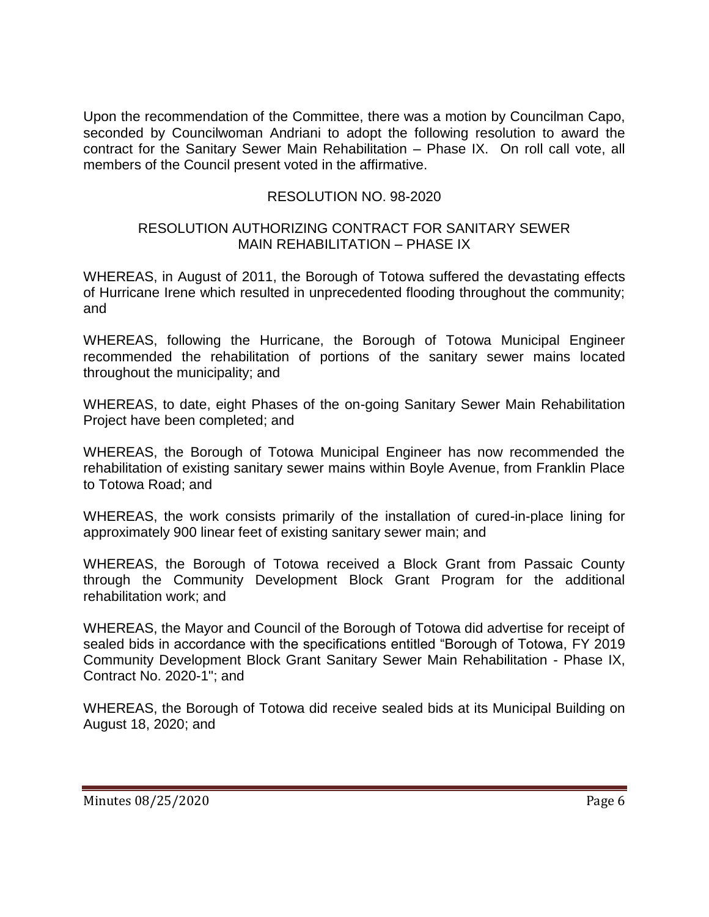Upon the recommendation of the Committee, there was a motion by Councilman Capo, seconded by Councilwoman Andriani to adopt the following resolution to award the contract for the Sanitary Sewer Main Rehabilitation – Phase IX. On roll call vote, all members of the Council present voted in the affirmative.

RESOLUTION NO. 98-2020

RESOLUTION AUTHORIZING CONTRACT FOR SANITARY SEWER MAIN REHABILITATION – PHASE IX

WHEREAS, in August of 2011, the Borough of Totowa suffered the devastating effects of Hurricane Irene which resulted in unprecedented flooding throughout the community; and

WHEREAS, following the Hurricane, the Borough of Totowa Municipal Engineer recommended the rehabilitation of portions of the sanitary sewer mains located throughout the municipality; and

WHEREAS, to date, eight Phases of the on-going Sanitary Sewer Main Rehabilitation Project have been completed; and

WHEREAS, the Borough of Totowa Municipal Engineer has now recommended the rehabilitation of existing sanitary sewer mains within Boyle Avenue, from Franklin Place to Totowa Road; and

WHEREAS, the work consists primarily of the installation of cured-in-place lining for approximately 900 linear feet of existing sanitary sewer main; and

WHEREAS, the Borough of Totowa received a Block Grant from Passaic County through the Community Development Block Grant Program for the additional rehabilitation work; and

WHEREAS, the Mayor and Council of the Borough of Totowa did advertise for receipt of sealed bids in accordance with the specifications entitled "Borough of Totowa, FY 2019 Community Development Block Grant Sanitary Sewer Main Rehabilitation - Phase IX, Contract No. 2020-1"; and

WHEREAS, the Borough of Totowa did receive sealed bids at its Municipal Building on August 18, 2020; and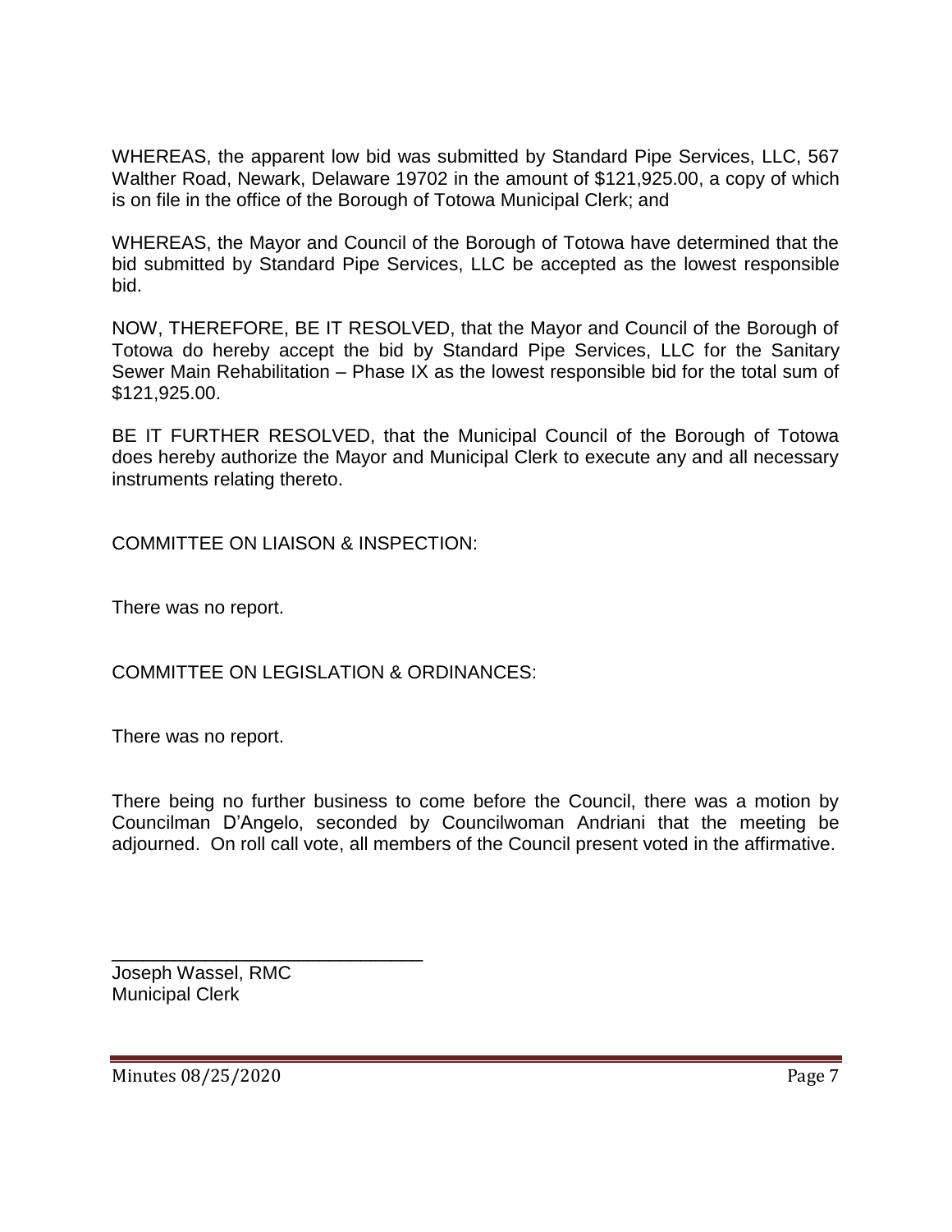WHEREAS, the apparent low bid was submitted by Standard Pipe Services, LLC, 567 Walther Road, Newark, Delaware 19702 in the amount of $121,925.00, a copy of which is on file in the office of the Borough of Totowa Municipal Clerk; and

WHEREAS, the Mayor and Council of the Borough of Totowa have determined that the bid submitted by Standard Pipe Services, LLC be accepted as the lowest responsible bid.

NOW, THEREFORE, BE IT RESOLVED, that the Mayor and Council of the Borough of Totowa do hereby accept the bid by Standard Pipe Services, LLC for the Sanitary Sewer Main Rehabilitation – Phase IX as the lowest responsible bid for the total sum of $121,925.00.

BE IT FURTHER RESOLVED, that the Municipal Council of the Borough of Totowa does hereby authorize the Mayor and Municipal Clerk to execute any and all necessary instruments relating thereto.

COMMITTEE ON LIAISON & INSPECTION:

There was no report.

COMMITTEE ON LEGISLATION & ORDINANCES:

There was no report.

There being no further business to come before the Council, there was a motion by Councilman D'Angelo, seconded by Councilwoman Andriani that the meeting be adjourned. On roll call vote, all members of the Council present voted in the affirmative.

\_\_\_\_\_\_\_\_\_\_\_\_\_\_\_\_\_\_\_\_\_\_\_\_\_\_\_\_\_\_\_

Joseph Wassel, RMC
Municipal Clerk